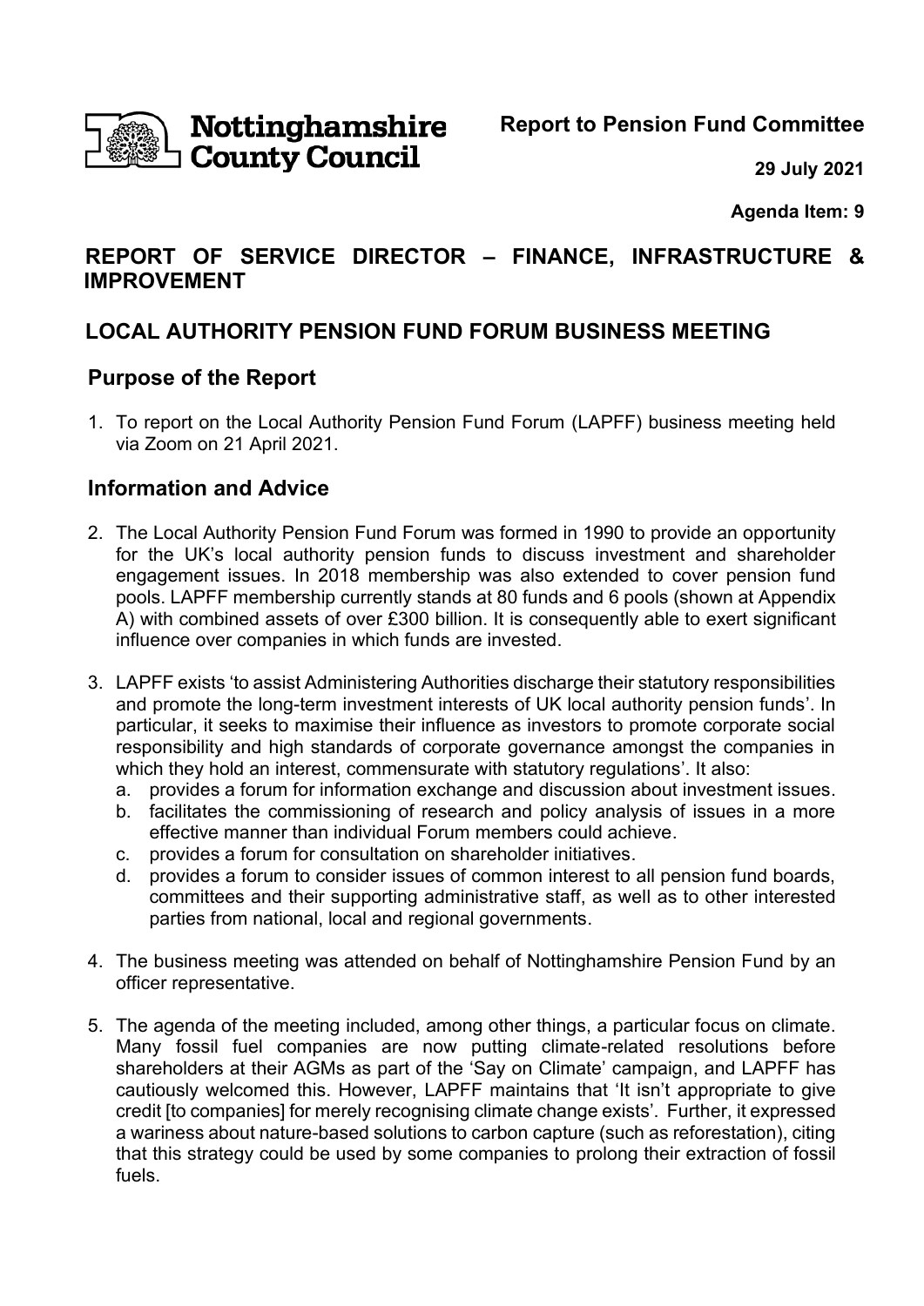Nottinghamshire County Council

**Report to Pension Fund Committee**

**29 July 2021**

**Agenda Item: 9**

## REPORT OF SERVICE DIRECTOR – FINANCE, INFRASTRUCTURE & IMPROVEMENT

## LOCAL AUTHORITY PENSION FUND FORUM BUSINESS MEETING

### Purpose of the Report

1. To report on the Local Authority Pension Fund Forum (LAPFF) business meeting held via Zoom on 21 April 2021.

### Information and Advice

2. The Local Authority Pension Fund Forum was formed in 1990 to provide an opportunity for the UK's local authority pension funds to discuss investment and shareholder engagement issues. In 2018 membership was also extended to cover pension fund pools. LAPFF membership currently stands at 80 funds and 6 pools (shown at Appendix A) with combined assets of over £300 billion. It is consequently able to exert significant influence over companies in which funds are invested.

3. LAPFF exists 'to assist Administering Authorities discharge their statutory responsibilities and promote the long-term investment interests of UK local authority pension funds'. In particular, it seeks to maximise their influence as investors to promote corporate social responsibility and high standards of corporate governance amongst the companies in which they hold an interest, commensurate with statutory regulations'. It also:
   a. provides a forum for information exchange and discussion about investment issues.
   b. facilitates the commissioning of research and policy analysis of issues in a more effective manner than individual Forum members could achieve.
   c. provides a forum for consultation on shareholder initiatives.
   d. provides a forum to consider issues of common interest to all pension fund boards, committees and their supporting administrative staff, as well as to other interested parties from national, local and regional governments.

4. The business meeting was attended on behalf of Nottinghamshire Pension Fund by an officer representative.

5. The agenda of the meeting included, among other things, a particular focus on climate. Many fossil fuel companies are now putting climate-related resolutions before shareholders at their AGMs as part of the 'Say on Climate' campaign, and LAPFF has cautiously welcomed this. However, LAPFF maintains that 'It isn't appropriate to give credit [to companies] for merely recognising climate change exists'. Further, it expressed a wariness about nature-based solutions to carbon capture (such as reforestation), citing that this strategy could be used by some companies to prolong their extraction of fossil fuels.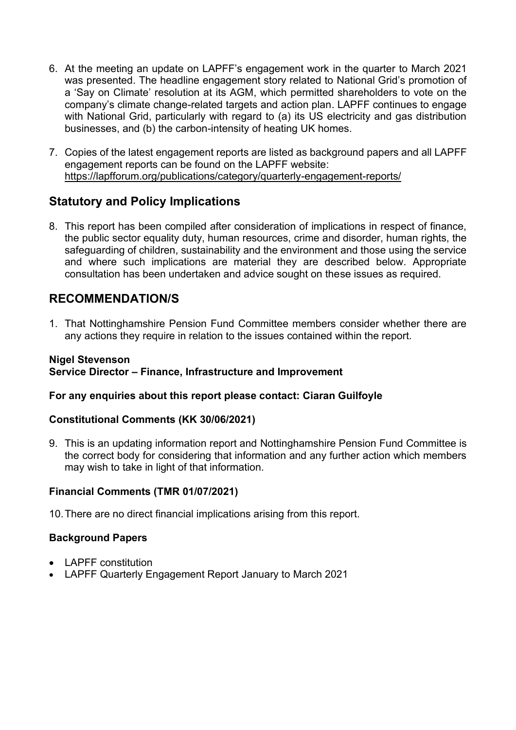6. At the meeting an update on LAPFF's engagement work in the quarter to March 2021 was presented. The headline engagement story related to National Grid's promotion of a 'Say on Climate' resolution at its AGM, which permitted shareholders to vote on the company's climate change-related targets and action plan. LAPFF continues to engage with National Grid, particularly with regard to (a) its US electricity and gas distribution businesses, and (b) the carbon-intensity of heating UK homes.

7. Copies of the latest engagement reports are listed as background papers and all LAPFF engagement reports can be found on the LAPFF website: https://lapfforum.org/publications/category/quarterly-engagement-reports/

## Statutory and Policy Implications

8. This report has been compiled after consideration of implications in respect of finance, the public sector equality duty, human resources, crime and disorder, human rights, the safeguarding of children, sustainability and the environment and those using the service and where such implications are material they are described below. Appropriate consultation has been undertaken and advice sought on these issues as required.

## RECOMMENDATION/S

1. That Nottinghamshire Pension Fund Committee members consider whether there are any actions they require in relation to the issues contained within the report.

**Nigel Stevenson**
**Service Director – Finance, Infrastructure and Improvement**

**For any enquiries about this report please contact: Ciaran Guilfoyle**

**Constitutional Comments (KK 30/06/2021)**

9. This is an updating information report and Nottinghamshire Pension Fund Committee is the correct body for considering that information and any further action which members may wish to take in light of that information.

**Financial Comments (TMR 01/07/2021)**

10. There are no direct financial implications arising from this report.

**Background Papers**

- LAPFF constitution
- LAPFF Quarterly Engagement Report January to March 2021